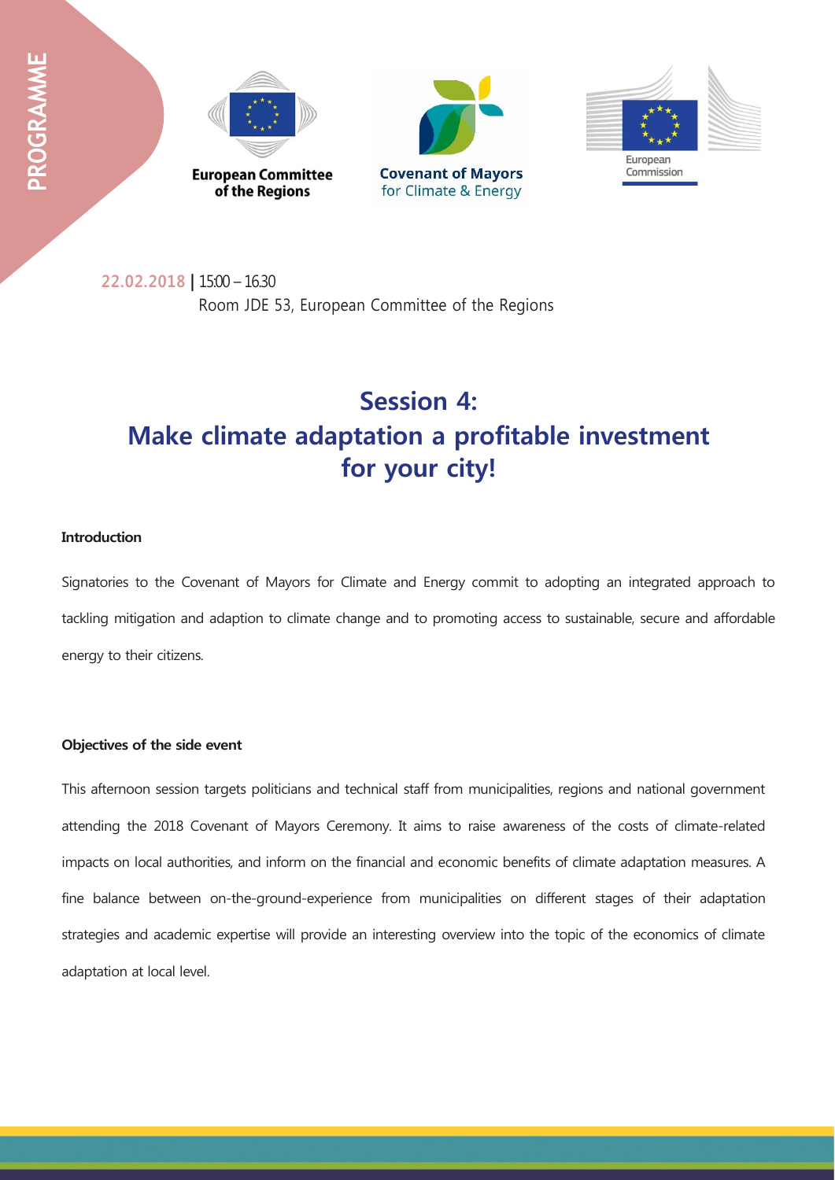PROGRAMME

European Committee of the Regions

Covenant of Mayors for Climate & Energy

European Commission

**22.02.2018** | 15:00 – 16:30
Room JDE 53, European Committee of the Regions

# Session 4: Make climate adaptation a profitable investment for your city!

**Introduction**

Signatories to the Covenant of Mayors for Climate and Energy commit to adopting an integrated approach to tackling mitigation and adaption to climate change and to promoting access to sustainable, secure and affordable energy to their citizens.

**Objectives of the side event**

This afternoon session targets politicians and technical staff from municipalities, regions and national government attending the 2018 Covenant of Mayors Ceremony. It aims to raise awareness of the costs of climate-related impacts on local authorities, and inform on the financial and economic benefits of climate adaptation measures. A fine balance between on-the-ground-experience from municipalities on different stages of their adaptation strategies and academic expertise will provide an interesting overview into the topic of the economics of climate adaptation at local level.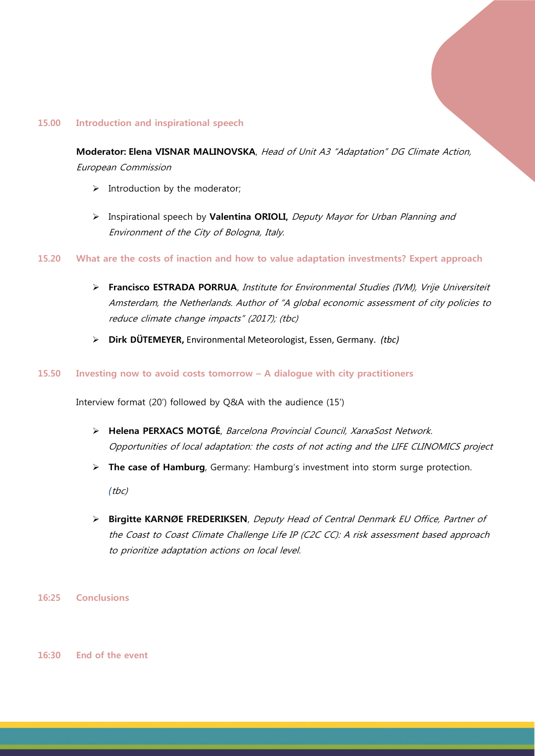**15.00 Introduction and inspirational speech**

**Moderator: Elena VISNAR MALINOVSKA**, *Head of Unit A3 "Adaptation" DG Climate Action, European Commission*

- Introduction by the moderator;
- Inspirational speech by **Valentina ORIOLI,** *Deputy Mayor for Urban Planning and Environment of the City of Bologna, Italy.*

**15.20 What are the costs of inaction and how to value adaptation investments? Expert approach**

- **Francisco ESTRADA PORRUA**, *Institute for Environmental Studies (IVM), Vrije Universiteit Amsterdam, the Netherlands. Author of "A global economic assessment of city policies to reduce climate change impacts" (2017); (tbc)*
- **Dirk DÜTEMEYER,** Environmental Meteorologist, Essen, Germany. *(tbc)*

**15.50 Investing now to avoid costs tomorrow – A dialogue with city practitioners**

Interview format (20') followed by Q&A with the audience (15')

- **Helena PERXACS MOTGÉ**, *Barcelona Provincial Council, XarxaSost Network. Opportunities of local adaptation: the costs of not acting and the LIFE CLINOMICS project*
- **The case of Hamburg**, Germany: Hamburg's investment into storm surge protection.

  *(tbc)*
- **Birgitte KARNØE FREDERIKSEN**, *Deputy Head of Central Denmark EU Office, Partner of the Coast to Coast Climate Challenge Life IP (C2C CC): A risk assessment based approach to prioritize adaptation actions on local level.*

**16:25 Conclusions**

**16:30 End of the event**